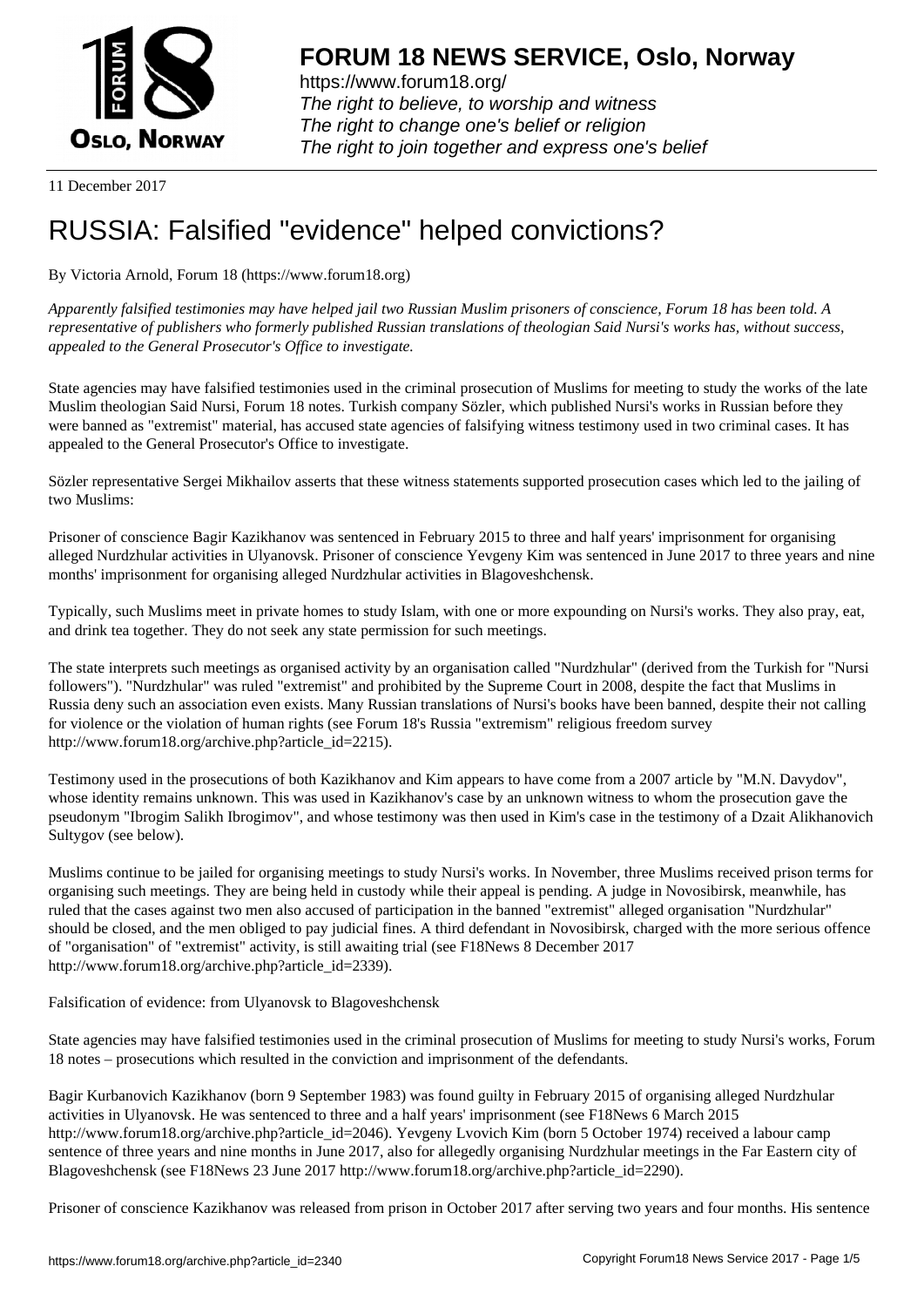11 December 2017

# RUSSIA: Falsified "evidence" helped convictions?

By Victoria Arnold, Forum 18 (https://www.forum18.org)

*Apparently falsified testimonies may have helped jail two Russian Muslim prisoners of conscience, Forum 18 has been told. A representative of publishers who formerly published Russian translations of theologian Said Nursi's works has, without success, appealed to the General Prosecutor's Office to investigate.*

State agencies may have falsified testimonies used in the criminal prosecution of Muslims for meeting to study the works of the late Muslim theologian Said Nursi, Forum 18 notes. Turkish company Sözler, which published Nursi's works in Russian before they were banned as "extremist" material, has accused state agencies of falsifying witness testimony used in two criminal cases. It has appealed to the General Prosecutor's Office to investigate.

Sözler representative Sergei Mikhailov asserts that these witness statements supported prosecution cases which led to the jailing of two Muslims:

Prisoner of conscience Bagir Kazikhanov was sentenced in February 2015 to three and half years' imprisonment for organising alleged Nurdzhular activities in Ulyanovsk. Prisoner of conscience Yevgeny Kim was sentenced in June 2017 to three years and nine months' imprisonment for organising alleged Nurdzhular activities in Blagoveshchensk.

Typically, such Muslims meet in private homes to study Islam, with one or more expounding on Nursi's works. They also pray, eat, and drink tea together. They do not seek any state permission for such meetings.

The state interprets such meetings as organised activity by an organisation called "Nurdzhular" (derived from the Turkish for "Nursi followers"). "Nurdzhular" was ruled "extremist" and prohibited by the Supreme Court in 2008, despite the fact that Muslims in Russia deny such an association even exists. Many Russian translations of Nursi's books have been banned, despite their not calling for violence or the violation of human rights (see Forum 18's Russia "extremism" religious freedom survey http://www.forum18.org/archive.php?article_id=2215).

Testimony used in the prosecutions of both Kazikhanov and Kim appears to have come from a 2007 article by "M.N. Davydov", whose identity remains unknown. This was used in Kazikhanov's case by an unknown witness to whom the prosecution gave the pseudonym "Ibrogim Salikh Ibrogimov", and whose testimony was then used in Kim's case in the testimony of a Dzait Alikhanovich Sultygov (see below).

Muslims continue to be jailed for organising meetings to study Nursi's works. In November, three Muslims received prison terms for organising such meetings. They are being held in custody while their appeal is pending. A judge in Novosibirsk, meanwhile, has ruled that the cases against two men also accused of participation in the banned "extremist" alleged organisation "Nurdzhular" should be closed, and the men obliged to pay judicial fines. A third defendant in Novosibirsk, charged with the more serious offence of "organisation" of "extremist" activity, is still awaiting trial (see F18News 8 December 2017 http://www.forum18.org/archive.php?article_id=2339).

Falsification of evidence: from Ulyanovsk to Blagoveshchensk

State agencies may have falsified testimonies used in the criminal prosecution of Muslims for meeting to study Nursi's works, Forum 18 notes – prosecutions which resulted in the conviction and imprisonment of the defendants.

Bagir Kurbanovich Kazikhanov (born 9 September 1983) was found guilty in February 2015 of organising alleged Nurdzhular activities in Ulyanovsk. He was sentenced to three and a half years' imprisonment (see F18News 6 March 2015 http://www.forum18.org/archive.php?article_id=2046). Yevgeny Lvovich Kim (born 5 October 1974) received a labour camp sentence of three years and nine months in June 2017, also for allegedly organising Nurdzhular meetings in the Far Eastern city of Blagoveshchensk (see F18News 23 June 2017 http://www.forum18.org/archive.php?article_id=2290).

Prisoner of conscience Kazikhanov was released from prison in October 2017 after serving two years and four months. His sentence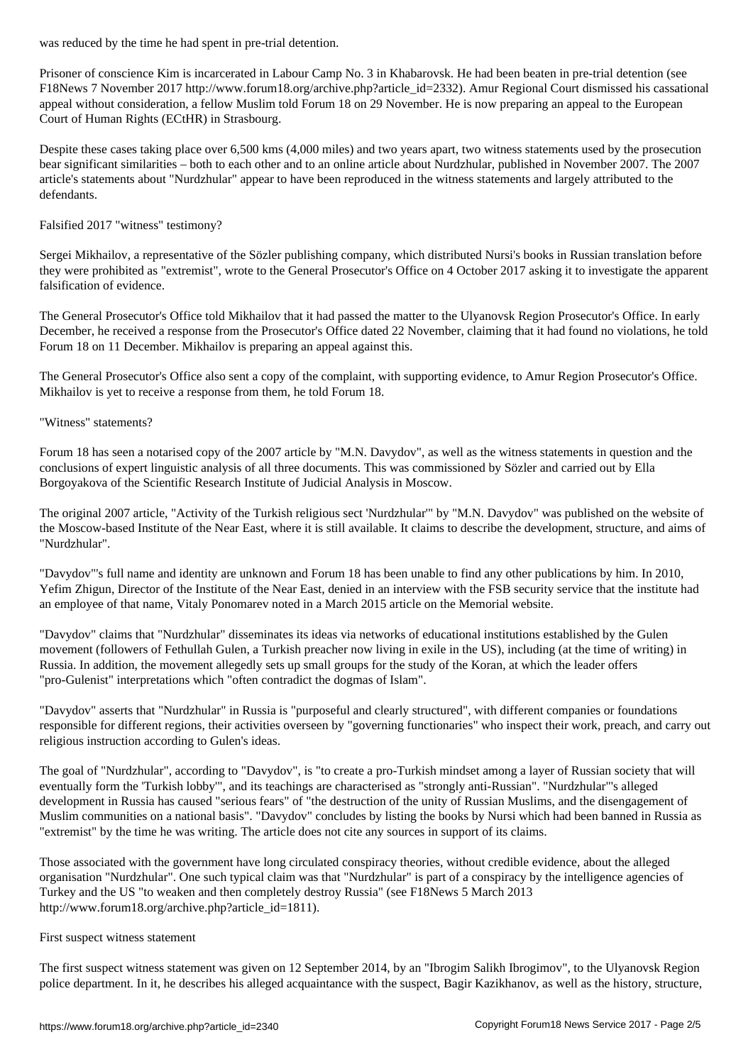was reduced by the time he had spent in pre-trial detention.

Prisoner of conscience Kim is incarcerated in Labour Camp No. 3 in Khabarovsk. He had been beaten in pre-trial detention (see F18News 7 November 2017 http://www.forum18.org/archive.php?article_id=2332). Amur Regional Court dismissed his cassational appeal without consideration, a fellow Muslim told Forum 18 on 29 November. He is now preparing an appeal to the European Court of Human Rights (ECtHR) in Strasbourg.

Despite these cases taking place over 6,500 kms (4,000 miles) and two years apart, two witness statements used by the prosecution bear significant similarities – both to each other and to an online article about Nurdzhular, published in November 2007. The 2007 article's statements about "Nurdzhular" appear to have been reproduced in the witness statements and largely attributed to the defendants.

## Falsified 2017 "witness" testimony?

Sergei Mikhailov, a representative of the Sözler publishing company, which distributed Nursi's books in Russian translation before they were prohibited as "extremist", wrote to the General Prosecutor's Office on 4 October 2017 asking it to investigate the apparent falsification of evidence.

The General Prosecutor's Office told Mikhailov that it had passed the matter to the Ulyanovsk Region Prosecutor's Office. In early December, he received a response from the Prosecutor's Office dated 22 November, claiming that it had found no violations, he told Forum 18 on 11 December. Mikhailov is preparing an appeal against this.

The General Prosecutor's Office also sent a copy of the complaint, with supporting evidence, to Amur Region Prosecutor's Office. Mikhailov is yet to receive a response from them, he told Forum 18.

## "Witness" statements?

Forum 18 has seen a notarised copy of the 2007 article by "M.N. Davydov", as well as the witness statements in question and the conclusions of expert linguistic analysis of all three documents. This was commissioned by Sözler and carried out by Ella Borgoyakova of the Scientific Research Institute of Judicial Analysis in Moscow.

The original 2007 article, "Activity of the Turkish religious sect 'Nurdzhular'" by "M.N. Davydov" was published on the website of the Moscow-based Institute of the Near East, where it is still available. It claims to describe the development, structure, and aims of "Nurdzhular".

"Davydov"'s full name and identity are unknown and Forum 18 has been unable to find any other publications by him. In 2010, Yefim Zhigun, Director of the Institute of the Near East, denied in an interview with the FSB security service that the institute had an employee of that name, Vitaly Ponomarev noted in a March 2015 article on the Memorial website.

"Davydov" claims that "Nurdzhular" disseminates its ideas via networks of educational institutions established by the Gulen movement (followers of Fethullah Gulen, a Turkish preacher now living in exile in the US), including (at the time of writing) in Russia. In addition, the movement allegedly sets up small groups for the study of the Koran, at which the leader offers "pro-Gulenist" interpretations which "often contradict the dogmas of Islam".

"Davydov" asserts that "Nurdzhular" in Russia is "purposeful and clearly structured", with different companies or foundations responsible for different regions, their activities overseen by "governing functionaries" who inspect their work, preach, and carry out religious instruction according to Gulen's ideas.

The goal of "Nurdzhular", according to "Davydov", is "to create a pro-Turkish mindset among a layer of Russian society that will eventually form the 'Turkish lobby'", and its teachings are characterised as "strongly anti-Russian". "Nurdzhular"'s alleged development in Russia has caused "serious fears" of "the destruction of the unity of Russian Muslims, and the disengagement of Muslim communities on a national basis". "Davydov" concludes by listing the books by Nursi which had been banned in Russia as "extremist" by the time he was writing. The article does not cite any sources in support of its claims.

Those associated with the government have long circulated conspiracy theories, without credible evidence, about the alleged organisation "Nurdzhular". One such typical claim was that "Nurdzhular" is part of a conspiracy by the intelligence agencies of Turkey and the US "to weaken and then completely destroy Russia" (see F18News 5 March 2013 http://www.forum18.org/archive.php?article_id=1811).

## First suspect witness statement

The first suspect witness statement was given on 12 September 2014, by an "Ibrogim Salikh Ibrogimov", to the Ulyanovsk Region police department. In it, he describes his alleged acquaintance with the suspect, Bagir Kazikhanov, as well as the history, structure,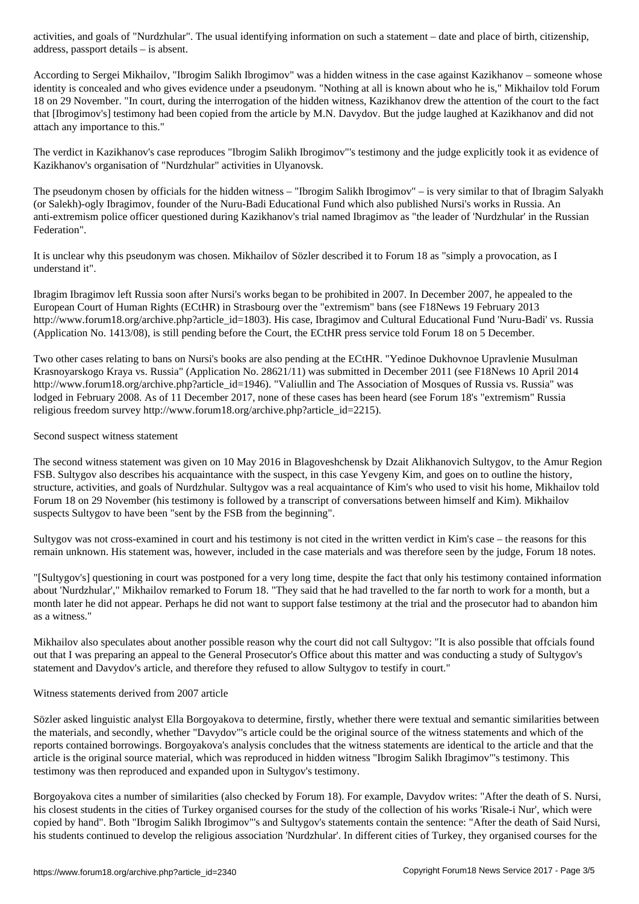activities, and goals of "Nurdzhular". The usual identifying information on such a statement – date and place of birth, citizenship, address, passport details – is absent.

According to Sergei Mikhailov, "Ibrogim Salikh Ibrogimov" was a hidden witness in the case against Kazikhanov – someone whose identity is concealed and who gives evidence under a pseudonym. "Nothing at all is known about who he is," Mikhailov told Forum 18 on 29 November. "In court, during the interrogation of the hidden witness, Kazikhanov drew the attention of the court to the fact that [Ibrogimov's] testimony had been copied from the article by M.N. Davydov. But the judge laughed at Kazikhanov and did not attach any importance to this."

The verdict in Kazikhanov's case reproduces "Ibrogim Salikh Ibrogimov"'s testimony and the judge explicitly took it as evidence of Kazikhanov's organisation of "Nurdzhular" activities in Ulyanovsk.

The pseudonym chosen by officials for the hidden witness – "Ibrogim Salikh Ibrogimov" – is very similar to that of Ibragim Salyakh (or Salekh)-ogly Ibragimov, founder of the Nuru-Badi Educational Fund which also published Nursi's works in Russia. An anti-extremism police officer questioned during Kazikhanov's trial named Ibragimov as "the leader of 'Nurdzhular' in the Russian Federation".

It is unclear why this pseudonym was chosen. Mikhailov of Sözler described it to Forum 18 as "simply a provocation, as I understand it".

Ibragim Ibragimov left Russia soon after Nursi's works began to be prohibited in 2007. In December 2007, he appealed to the European Court of Human Rights (ECtHR) in Strasbourg over the "extremism" bans (see F18News 19 February 2013 http://www.forum18.org/archive.php?article_id=1803). His case, Ibragimov and Cultural Educational Fund 'Nuru-Badi' vs. Russia (Application No. 1413/08), is still pending before the Court, the ECtHR press service told Forum 18 on 5 December.

Two other cases relating to bans on Nursi's books are also pending at the ECtHR. "Yedinoe Dukhovnoe Upravlenie Musulman Krasnoyarskogo Kraya vs. Russia" (Application No. 28621/11) was submitted in December 2011 (see F18News 10 April 2014 http://www.forum18.org/archive.php?article_id=1946). "Valiullin and The Association of Mosques of Russia vs. Russia" was lodged in February 2008. As of 11 December 2017, none of these cases has been heard (see Forum 18's "extremism" Russia religious freedom survey http://www.forum18.org/archive.php?article_id=2215).

Second suspect witness statement

The second witness statement was given on 10 May 2016 in Blagoveshchensk by Dzait Alikhanovich Sultygov, to the Amur Region FSB. Sultygov also describes his acquaintance with the suspect, in this case Yevgeny Kim, and goes on to outline the history, structure, activities, and goals of Nurdzhular. Sultygov was a real acquaintance of Kim's who used to visit his home, Mikhailov told Forum 18 on 29 November (his testimony is followed by a transcript of conversations between himself and Kim). Mikhailov suspects Sultygov to have been "sent by the FSB from the beginning".

Sultygov was not cross-examined in court and his testimony is not cited in the written verdict in Kim's case – the reasons for this remain unknown. His statement was, however, included in the case materials and was therefore seen by the judge, Forum 18 notes.

"[Sultygov's] questioning in court was postponed for a very long time, despite the fact that only his testimony contained information about 'Nurdzhular'," Mikhailov remarked to Forum 18. "They said that he had travelled to the far north to work for a month, but a month later he did not appear. Perhaps he did not want to support false testimony at the trial and the prosecutor had to abandon him as a witness."

Mikhailov also speculates about another possible reason why the court did not call Sultygov: "It is also possible that offcials found out that I was preparing an appeal to the General Prosecutor's Office about this matter and was conducting a study of Sultygov's statement and Davydov's article, and therefore they refused to allow Sultygov to testify in court."

Witness statements derived from 2007 article

Sözler asked linguistic analyst Ella Borgoyakova to determine, firstly, whether there were textual and semantic similarities between the materials, and secondly, whether "Davydov"'s article could be the original source of the witness statements and which of the reports contained borrowings. Borgoyakova's analysis concludes that the witness statements are identical to the article and that the article is the original source material, which was reproduced in hidden witness "Ibrogim Salikh Ibragimov"'s testimony. This testimony was then reproduced and expanded upon in Sultygov's testimony.

Borgoyakova cites a number of similarities (also checked by Forum 18). For example, Davydov writes: "After the death of S. Nursi, his closest students in the cities of Turkey organised courses for the study of the collection of his works 'Risale-i Nur', which were copied by hand". Both "Ibrogim Salikh Ibrogimov"'s and Sultygov's statements contain the sentence: "After the death of Said Nursi, his students continued to develop the religious association 'Nurdzhular'. In different cities of Turkey, they organised courses for the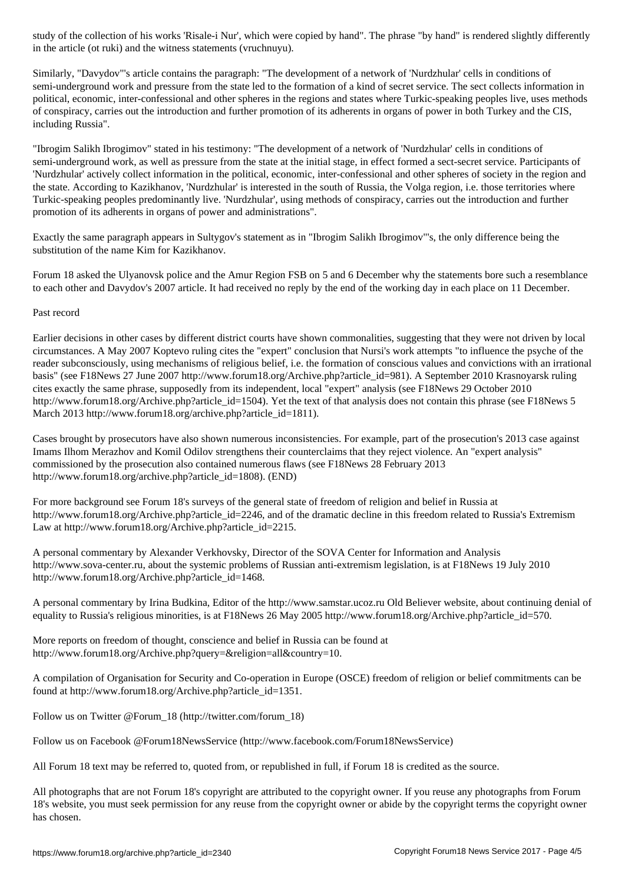study of the collection of his works 'Risale-i Nur', which were copied by hand". The phrase "by hand" is rendered slightly differently in the article (ot ruki) and the witness statements (vruchnuyu).

Similarly, "Davydov"'s article contains the paragraph: "The development of a network of 'Nurdzhular' cells in conditions of semi-underground work and pressure from the state led to the formation of a kind of secret service. The sect collects information in political, economic, inter-confessional and other spheres in the regions and states where Turkic-speaking peoples live, uses methods of conspiracy, carries out the introduction and further promotion of its adherents in organs of power in both Turkey and the CIS, including Russia".

"Ibrogim Salikh Ibrogimov" stated in his testimony: "The development of a network of 'Nurdzhular' cells in conditions of semi-underground work, as well as pressure from the state at the initial stage, in effect formed a sect-secret service. Participants of 'Nurdzhular' actively collect information in the political, economic, inter-confessional and other spheres of society in the region and the state. According to Kazikhanov, 'Nurdzhular' is interested in the south of Russia, the Volga region, i.e. those territories where Turkic-speaking peoples predominantly live. 'Nurdzhular', using methods of conspiracy, carries out the introduction and further promotion of its adherents in organs of power and administrations".

Exactly the same paragraph appears in Sultygov's statement as in "Ibrogim Salikh Ibrogimov"'s, the only difference being the substitution of the name Kim for Kazikhanov.

Forum 18 asked the Ulyanovsk police and the Amur Region FSB on 5 and 6 December why the statements bore such a resemblance to each other and Davydov's 2007 article. It had received no reply by the end of the working day in each place on 11 December.

Past record

Earlier decisions in other cases by different district courts have shown commonalities, suggesting that they were not driven by local circumstances. A May 2007 Koptevo ruling cites the "expert" conclusion that Nursi's work attempts "to influence the psyche of the reader subconsciously, using mechanisms of religious belief, i.e. the formation of conscious values and convictions with an irrational basis" (see F18News 27 June 2007 http://www.forum18.org/Archive.php?article_id=981). A September 2010 Krasnoyarsk ruling cites exactly the same phrase, supposedly from its independent, local "expert" analysis (see F18News 29 October 2010 http://www.forum18.org/Archive.php?article_id=1504). Yet the text of that analysis does not contain this phrase (see F18News 5 March 2013 http://www.forum18.org/archive.php?article_id=1811).

Cases brought by prosecutors have also shown numerous inconsistencies. For example, part of the prosecution's 2013 case against Imams Ilhom Merazhov and Komil Odilov strengthens their counterclaims that they reject violence. An "expert analysis" commissioned by the prosecution also contained numerous flaws (see F18News 28 February 2013 http://www.forum18.org/archive.php?article_id=1808). (END)

For more background see Forum 18's surveys of the general state of freedom of religion and belief in Russia at http://www.forum18.org/Archive.php?article_id=2246, and of the dramatic decline in this freedom related to Russia's Extremism Law at http://www.forum18.org/Archive.php?article_id=2215.

A personal commentary by Alexander Verkhovsky, Director of the SOVA Center for Information and Analysis http://www.sova-center.ru, about the systemic problems of Russian anti-extremism legislation, is at F18News 19 July 2010 http://www.forum18.org/Archive.php?article_id=1468.

A personal commentary by Irina Budkina, Editor of the http://www.samstar.ucoz.ru Old Believer website, about continuing denial of equality to Russia's religious minorities, is at F18News 26 May 2005 http://www.forum18.org/Archive.php?article_id=570.

More reports on freedom of thought, conscience and belief in Russia can be found at http://www.forum18.org/Archive.php?query=&religion=all&country=10.

A compilation of Organisation for Security and Co-operation in Europe (OSCE) freedom of religion or belief commitments can be found at http://www.forum18.org/Archive.php?article_id=1351.

Follow us on Twitter @Forum_18 (http://twitter.com/forum_18)

Follow us on Facebook @Forum18NewsService (http://www.facebook.com/Forum18NewsService)

All Forum 18 text may be referred to, quoted from, or republished in full, if Forum 18 is credited as the source.

All photographs that are not Forum 18's copyright are attributed to the copyright owner. If you reuse any photographs from Forum 18's website, you must seek permission for any reuse from the copyright owner or abide by the copyright terms the copyright owner has chosen.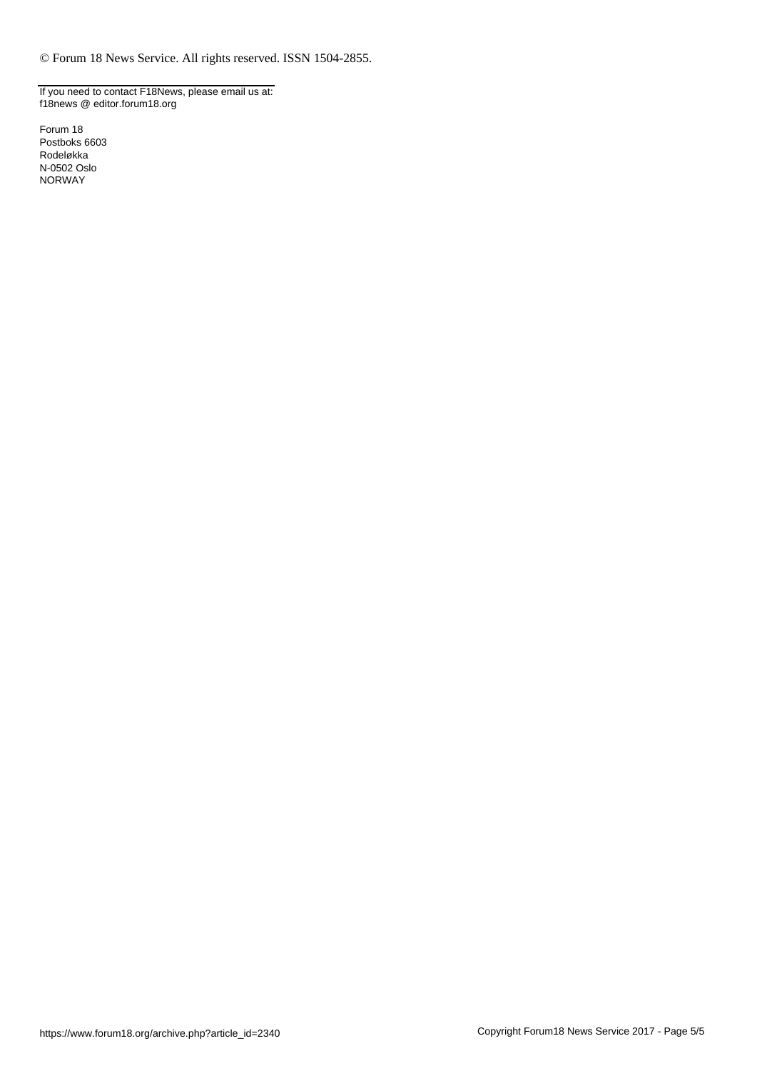© Forum 18 News Service. All rights reserved. ISSN 1504-2855.

If you need to contact F18News, please email us at:
f18news @ editor.forum18.org

Forum 18
Postboks 6603
Rodeløkka
N-0502 Oslo
NORWAY